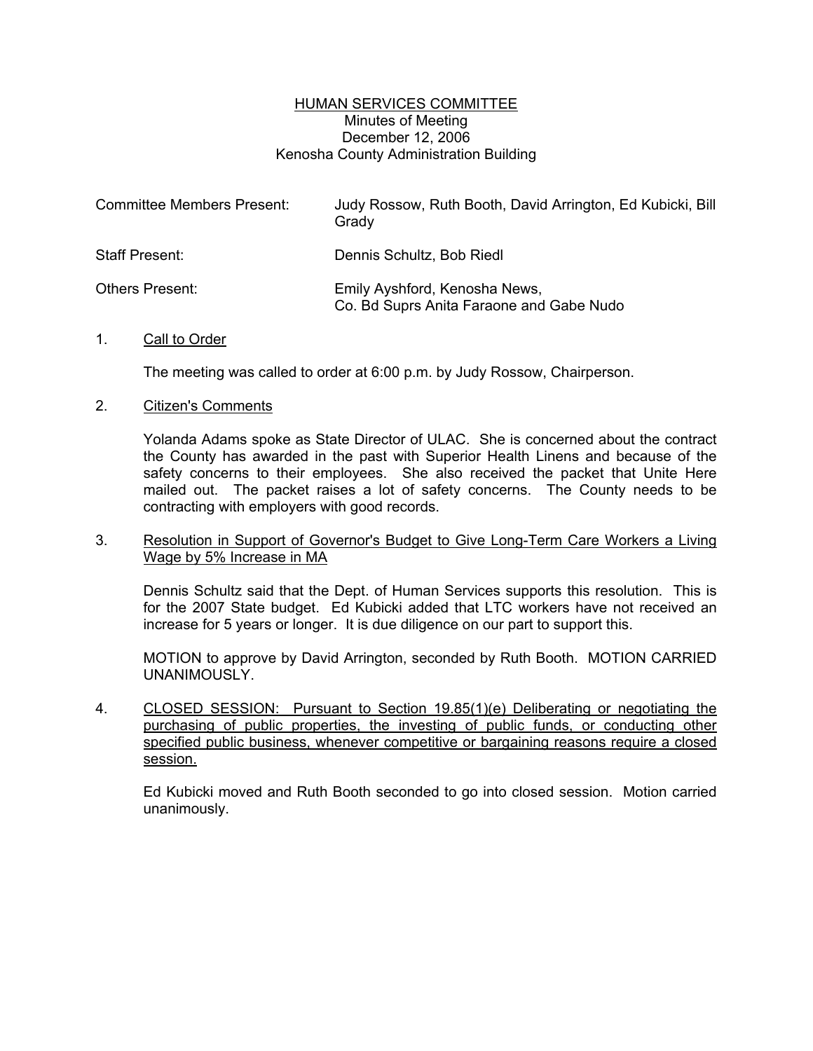# HUMAN SERVICES COMMITTEE

Minutes of Meeting
December 12, 2006
Kenosha County Administration Building

| | |
|---|---|
| Committee Members Present: | Judy Rossow, Ruth Booth, David Arrington, Ed Kubicki, Bill Grady |
| Staff Present: | Dennis Schultz, Bob Riedl |
| Others Present: | Emily Ayshford, Kenosha News, Co. Bd Suprs Anita Faraone and Gabe Nudo |

1. Call to Order

   The meeting was called to order at 6:00 p.m. by Judy Rossow, Chairperson.

2. Citizen's Comments

   Yolanda Adams spoke as State Director of ULAC. She is concerned about the contract the County has awarded in the past with Superior Health Linens and because of the safety concerns to their employees. She also received the packet that Unite Here mailed out. The packet raises a lot of safety concerns. The County needs to be contracting with employers with good records.

3. Resolution in Support of Governor's Budget to Give Long-Term Care Workers a Living Wage by 5% Increase in MA

   Dennis Schultz said that the Dept. of Human Services supports this resolution. This is for the 2007 State budget. Ed Kubicki added that LTC workers have not received an increase for 5 years or longer. It is due diligence on our part to support this.

   MOTION to approve by David Arrington, seconded by Ruth Booth. MOTION CARRIED UNANIMOUSLY.

4. CLOSED SESSION: Pursuant to Section 19.85(1)(e) Deliberating or negotiating the purchasing of public properties, the investing of public funds, or conducting other specified public business, whenever competitive or bargaining reasons require a closed session.

   Ed Kubicki moved and Ruth Booth seconded to go into closed session. Motion carried unanimously.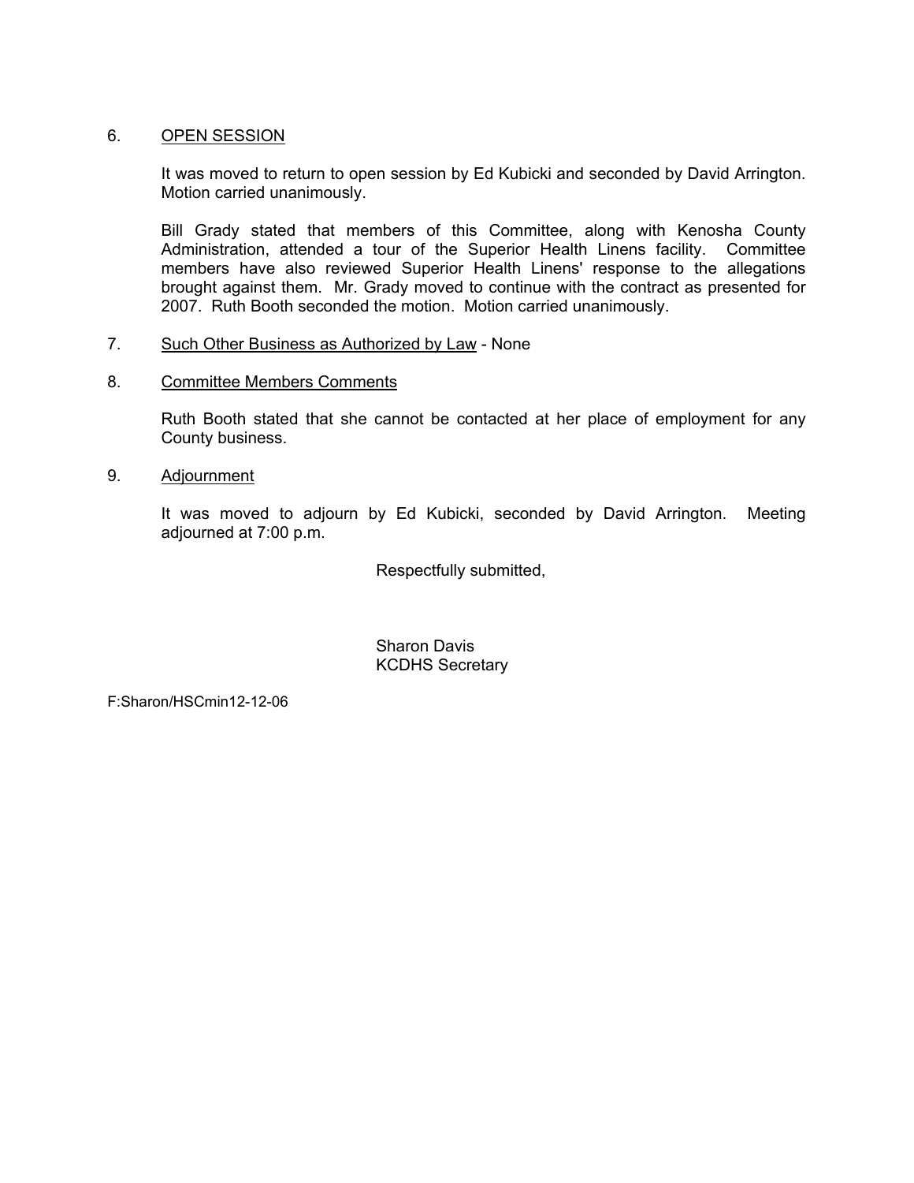6. <u>OPEN SESSION</u>

   It was moved to return to open session by Ed Kubicki and seconded by David Arrington. Motion carried unanimously.

   Bill Grady stated that members of this Committee, along with Kenosha County Administration, attended a tour of the Superior Health Linens facility. Committee members have also reviewed Superior Health Linens' response to the allegations brought against them. Mr. Grady moved to continue with the contract as presented for 2007. Ruth Booth seconded the motion. Motion carried unanimously.

7. <u>Such Other Business as Authorized by Law</u> - None

8. <u>Committee Members Comments</u>

   Ruth Booth stated that she cannot be contacted at her place of employment for any County business.

9. <u>Adjournment</u>

   It was moved to adjourn by Ed Kubicki, seconded by David Arrington. Meeting adjourned at 7:00 p.m.

Respectfully submitted,

Sharon Davis
KCDHS Secretary

F:Sharon/HSCmin12-12-06